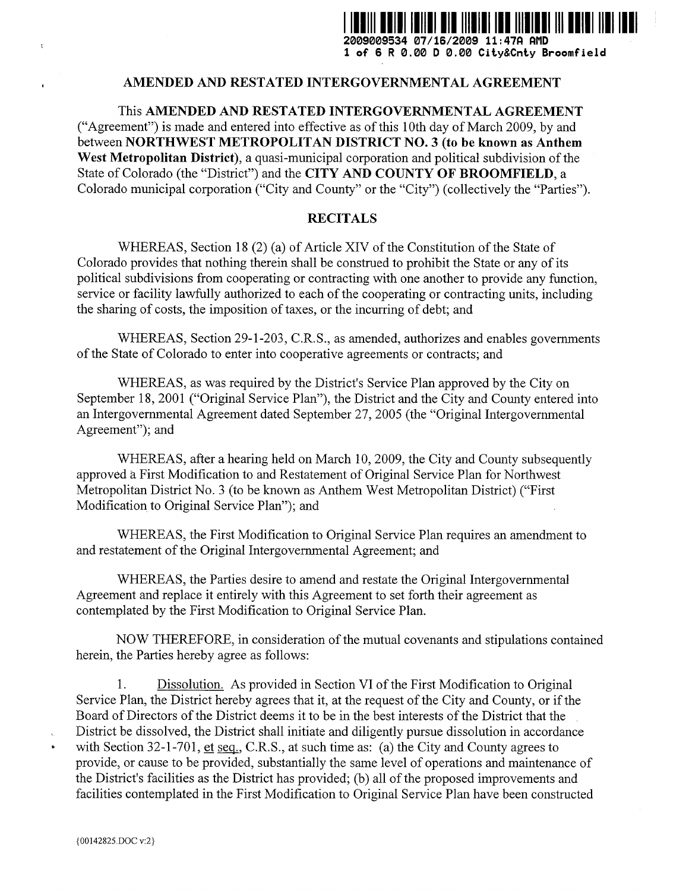2009009534 07/16/2009 11:47A AMD

# AMENDED AND RESTATED INTERGOVERNMENTAL AGREEMENT

This **AMENDED AND RESTATED INTERGOVERNMENTAL AGREEMENT** ("Agreement") is made and entered into effective as of this 10th day of March 2009, by and between **NORTHWEST METROPOLITAN DISTRICT NO. 3 (to be known as Anthem West Metropolitan District)**, a quasi-municipal corporation and political subdivision of the State of Colorado (the "District") and the **CITY AND COUNTY OF BROOMFIELD**, a Colorado municipal corporation ("City and County" or the "City") (collectively the "Parties").

## RECITALS

WHEREAS, Section 18 (2) (a) of Article XIV of the Constitution of the State of Colorado provides that nothing therein shall be construed to prohibit the State or any of its political subdivisions from cooperating or contracting with one another to provide any function, service or facility lawfully authorized to each of the cooperating or contracting units, including the sharing of costs, the imposition of taxes, or the incurring of debt; and

WHEREAS, Section 29-1-203, C.R.S., as amended, authorizes and enables governments of the State of Colorado to enter into cooperative agreements or contracts; and

WHEREAS, as was required by the District's Service Plan approved by the City on September 18, 2001 ("Original Service Plan"), the District and the City and County entered into an Intergovernmental Agreement dated September 27, 2005 (the "Original Intergovernmental Agreement"); and

WHEREAS, after a hearing held on March 10, 2009, the City and County subsequently approved a First Modification to and Restatement of Original Service Plan for Northwest Metropolitan District No. 3 (to be known as Anthem West Metropolitan District) ("First Modification to Original Service Plan"); and

WHEREAS, the First Modification to Original Service Plan requires an amendment to and restatement of the Original Intergovernmental Agreement; and

WHEREAS, the Parties desire to amend and restate the Original Intergovernmental Agreement and replace it entirely with this Agreement to set forth their agreement as contemplated by the First Modification to Original Service Plan.

NOW THEREFORE, in consideration of the mutual covenants and stipulations contained herein, the Parties hereby agree as follows:

1. Dissolution. As provided in Section VI of the First Modification to Original Service Plan, the District hereby agrees that it, at the request of the City and County, or if the Board of Directors of the District deems it to be in the best interests of the District that the District be dissolved, the District shall initiate and diligently pursue dissolution in accordance with Section 32-1-701, et seq., C.R.S., at such time as: (a) the City and County agrees to provide, or cause to be provided, substantially the same level of operations and maintenance of the District's facilities as the District has provided; (b) all of the proposed improvements and facilities contemplated in the First Modification to Original Service Plan have been constructed

{00142825.DOC v:2}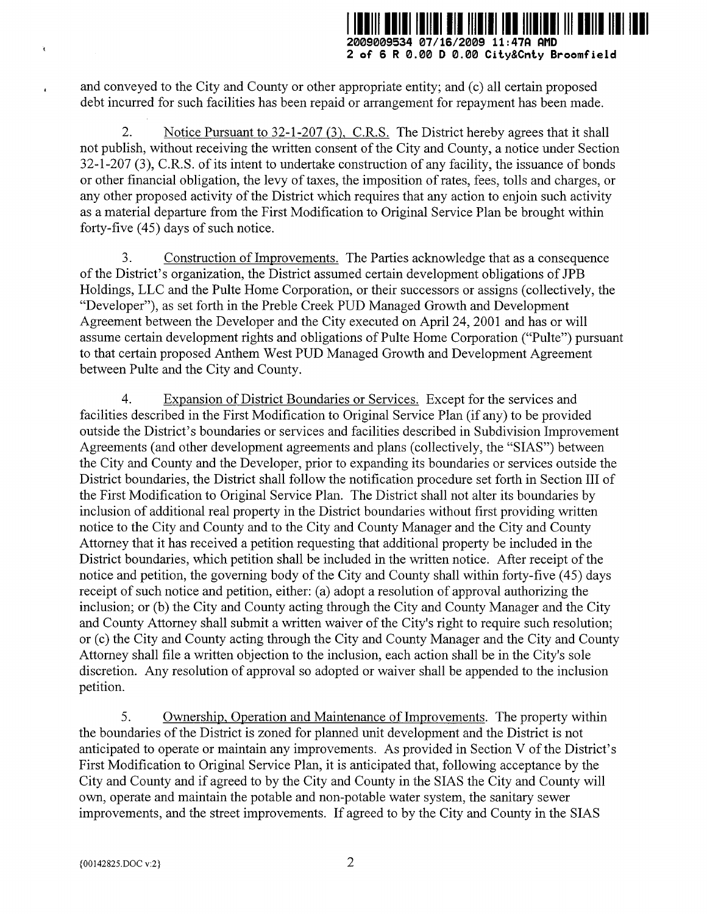and conveyed to the City and County or other appropriate entity; and (c) all certain proposed debt incurred for such facilities has been repaid or arrangement for repayment has been made.

2. Notice Pursuant to 32-1-207 (3), C.R.S. The District hereby agrees that it shall not publish, without receiving the written consent of the City and County, a notice under Section 32-1-207 (3), C.R.S. of its intent to undertake construction of any facility, the issuance of bonds or other financial obligation, the levy of taxes, the imposition of rates, fees, tolls and charges, or any other proposed activity of the District which requires that any action to enjoin such activity as a material departure from the First Modification to Original Service Plan be brought within forty-five (45) days of such notice.

3. Construction of Improvements. The Parties acknowledge that as a consequence of the District's organization, the District assumed certain development obligations of JPB Holdings, LLC and the Pulte Home Corporation, or their successors or assigns (collectively, the "Developer"), as set forth in the Preble Creek PUD Managed Growth and Development Agreement between the Developer and the City executed on April 24, 2001 and has or will assume certain development rights and obligations of Pulte Home Corporation ("Pulte") pursuant to that certain proposed Anthem West PUD Managed Growth and Development Agreement between Pulte and the City and County.

4. Expansion of District Boundaries or Services. Except for the services and facilities described in the First Modification to Original Service Plan (if any) to be provided outside the District's boundaries or services and facilities described in Subdivision Improvement Agreements (and other development agreements and plans (collectively, the "SIAS") between the City and County and the Developer, prior to expanding its boundaries or services outside the District boundaries, the District shall follow the notification procedure set forth in Section III of the First Modification to Original Service Plan. The District shall not alter its boundaries by inclusion of additional real property in the District boundaries without first providing written notice to the City and County and to the City and County Manager and the City and County Attorney that it has received a petition requesting that additional property be included in the District boundaries, which petition shall be included in the written notice. After receipt of the notice and petition, the governing body of the City and County shall within forty-five (45) days receipt of such notice and petition, either: (a) adopt a resolution of approval authorizing the inclusion; or (b) the City and County acting through the City and County Manager and the City and County Attorney shall submit a written waiver of the City's right to require such resolution; or (c) the City and County acting through the City and County Manager and the City and County Attorney shall file a written objection to the inclusion, each action shall be in the City's sole discretion. Any resolution of approval so adopted or waiver shall be appended to the inclusion petition.

5. Ownership, Operation and Maintenance of Improvements. The property within the boundaries of the District is zoned for planned unit development and the District is not anticipated to operate or maintain any improvements. As provided in Section V of the District's First Modification to Original Service Plan, it is anticipated that, following acceptance by the City and County and if agreed to by the City and County in the SIAS the City and County will own, operate and maintain the potable and non-potable water system, the sanitary sewer improvements, and the street improvements. If agreed to by the City and County in the SIAS

{00142825.DOC v:2}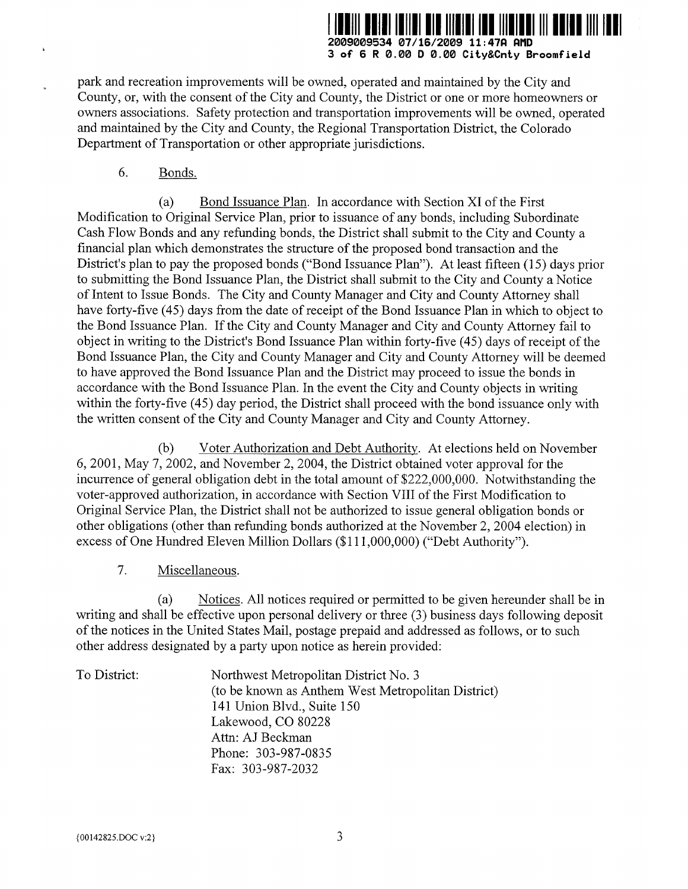park and recreation improvements will be owned, operated and maintained by the City and County, or, with the consent of the City and County, the District or one or more homeowners or owners associations. Safety protection and transportation improvements will be owned, operated and maintained by the City and County, the Regional Transportation District, the Colorado Department of Transportation or other appropriate jurisdictions.

6. Bonds.

(a) Bond Issuance Plan. In accordance with Section XI of the First Modification to Original Service Plan, prior to issuance of any bonds, including Subordinate Cash Flow Bonds and any refunding bonds, the District shall submit to the City and County a financial plan which demonstrates the structure of the proposed bond transaction and the District's plan to pay the proposed bonds ("Bond Issuance Plan"). At least fifteen (15) days prior to submitting the Bond Issuance Plan, the District shall submit to the City and County a Notice of Intent to Issue Bonds. The City and County Manager and City and County Attorney shall have forty-five (45) days from the date of receipt of the Bond Issuance Plan in which to object to the Bond Issuance Plan. If the City and County Manager and City and County Attorney fail to object in writing to the District's Bond Issuance Plan within forty-five (45) days of receipt of the Bond Issuance Plan, the City and County Manager and City and County Attorney will be deemed to have approved the Bond Issuance Plan and the District may proceed to issue the bonds in accordance with the Bond Issuance Plan. In the event the City and County objects in writing within the forty-five (45) day period, the District shall proceed with the bond issuance only with the written consent of the City and County Manager and City and County Attorney.

(b) Voter Authorization and Debt Authority. At elections held on November 6, 2001, May 7, 2002, and November 2, 2004, the District obtained voter approval for the incurrence of general obligation debt in the total amount of $222,000,000. Notwithstanding the voter-approved authorization, in accordance with Section VIII of the First Modification to Original Service Plan, the District shall not be authorized to issue general obligation bonds or other obligations (other than refunding bonds authorized at the November 2, 2004 election) in excess of One Hundred Eleven Million Dollars ($111,000,000) ("Debt Authority").

7. Miscellaneous.

(a) Notices. All notices required or permitted to be given hereunder shall be in writing and shall be effective upon personal delivery or three (3) business days following deposit of the notices in the United States Mail, postage prepaid and addressed as follows, or to such other address designated by a party upon notice as herein provided:

To District:

Northwest Metropolitan District No. 3
(to be known as Anthem West Metropolitan District)
141 Union Blvd., Suite 150
Lakewood, CO 80228
Attn: AJ Beckman
Phone: 303-987-0835
Fax: 303-987-2032

{00142825.DOC v:2}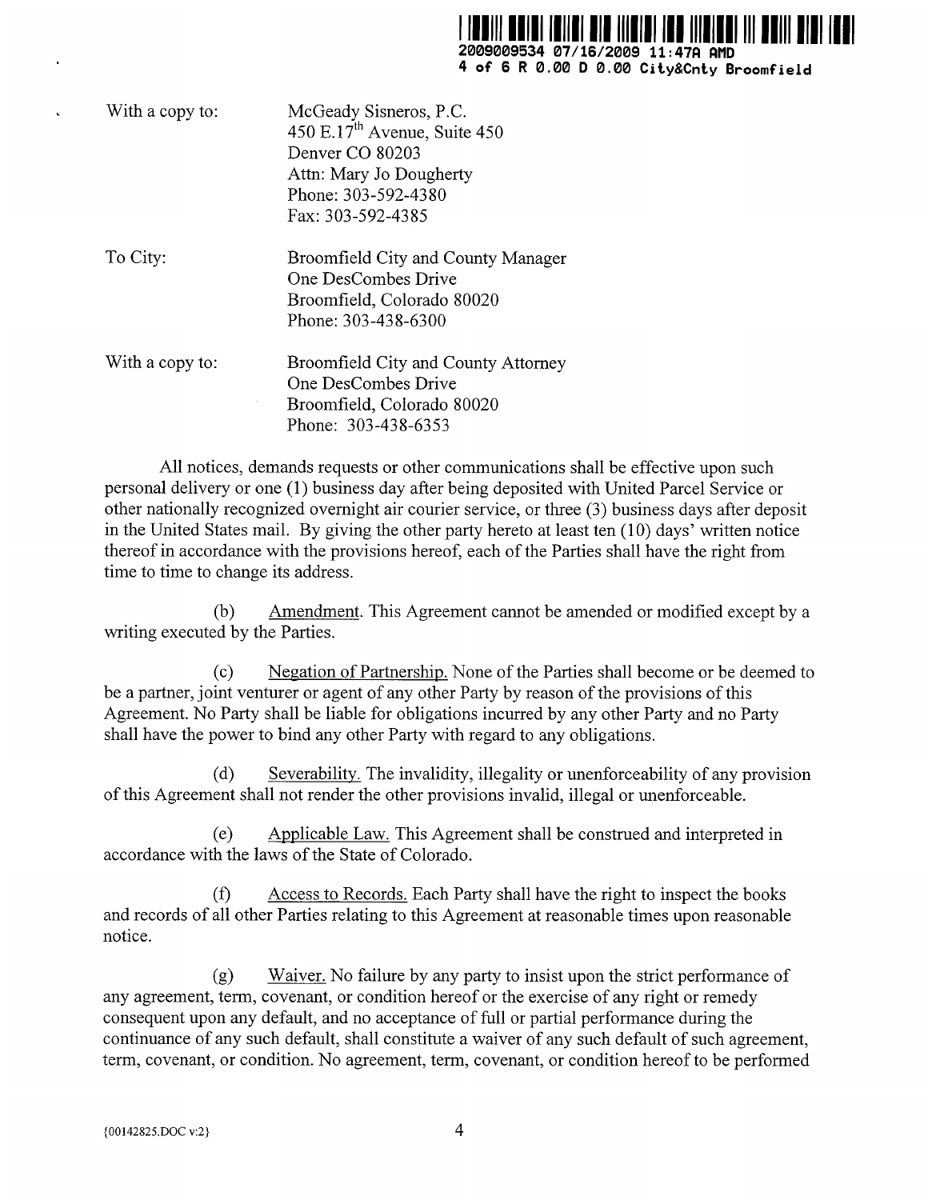With a copy to: McGeady Sisneros, P.C.
450 E.17th Avenue, Suite 450
Denver CO 80203
Attn: Mary Jo Dougherty
Phone: 303-592-4380
Fax: 303-592-4385

To City: Broomfield City and County Manager
One DesCombes Drive
Broomfield, Colorado 80020
Phone: 303-438-6300

With a copy to: Broomfield City and County Attorney
One DesCombes Drive
Broomfield, Colorado 80020
Phone: 303-438-6353

All notices, demands requests or other communications shall be effective upon such personal delivery or one (1) business day after being deposited with United Parcel Service or other nationally recognized overnight air courier service, or three (3) business days after deposit in the United States mail. By giving the other party hereto at least ten (10) days' written notice thereof in accordance with the provisions hereof, each of the Parties shall have the right from time to time to change its address.

(b) Amendment. This Agreement cannot be amended or modified except by a writing executed by the Parties.

(c) Negation of Partnership. None of the Parties shall become or be deemed to be a partner, joint venturer or agent of any other Party by reason of the provisions of this Agreement. No Party shall be liable for obligations incurred by any other Party and no Party shall have the power to bind any other Party with regard to any obligations.

(d) Severability. The invalidity, illegality or unenforceability of any provision of this Agreement shall not render the other provisions invalid, illegal or unenforceable.

(e) Applicable Law. This Agreement shall be construed and interpreted in accordance with the laws of the State of Colorado.

(f) Access to Records. Each Party shall have the right to inspect the books and records of all other Parties relating to this Agreement at reasonable times upon reasonable notice.

(g) Waiver. No failure by any party to insist upon the strict performance of any agreement, term, covenant, or condition hereof or the exercise of any right or remedy consequent upon any default, and no acceptance of full or partial performance during the continuance of any such default, shall constitute a waiver of any such default of such agreement, term, covenant, or condition. No agreement, term, covenant, or condition hereof to be performed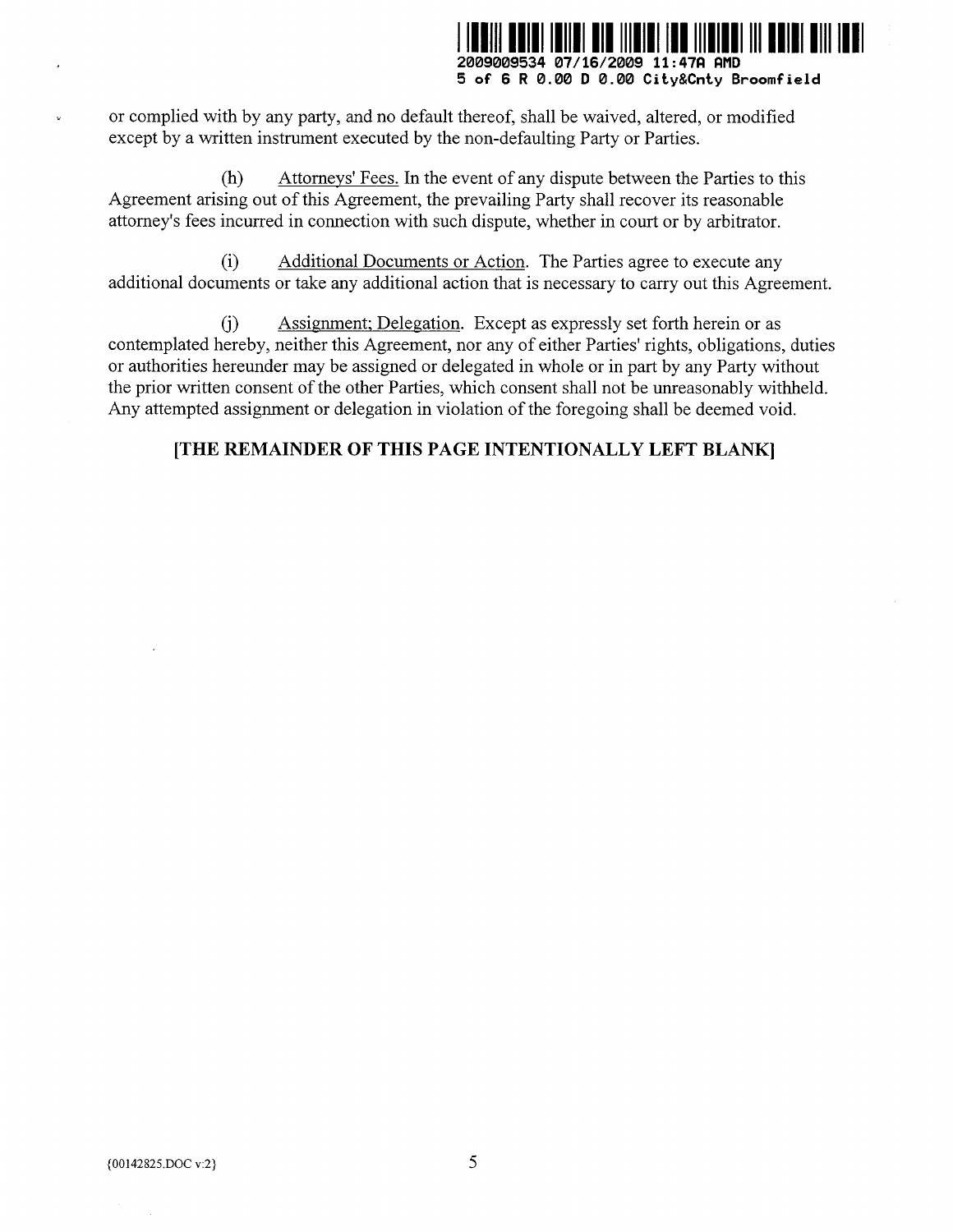or complied with by any party, and no default thereof, shall be waived, altered, or modified except by a written instrument executed by the non-defaulting Party or Parties.

(h) Attorneys' Fees. In the event of any dispute between the Parties to this Agreement arising out of this Agreement, the prevailing Party shall recover its reasonable attorney's fees incurred in connection with such dispute, whether in court or by arbitrator.

(i) Additional Documents or Action. The Parties agree to execute any additional documents or take any additional action that is necessary to carry out this Agreement.

(j) Assignment; Delegation. Except as expressly set forth herein or as contemplated hereby, neither this Agreement, nor any of either Parties' rights, obligations, duties or authorities hereunder may be assigned or delegated in whole or in part by any Party without the prior written consent of the other Parties, which consent shall not be unreasonably withheld. Any attempted assignment or delegation in violation of the foregoing shall be deemed void.

**[THE REMAINDER OF THIS PAGE INTENTIONALLY LEFT BLANK]**

{00142825.DOC v:2}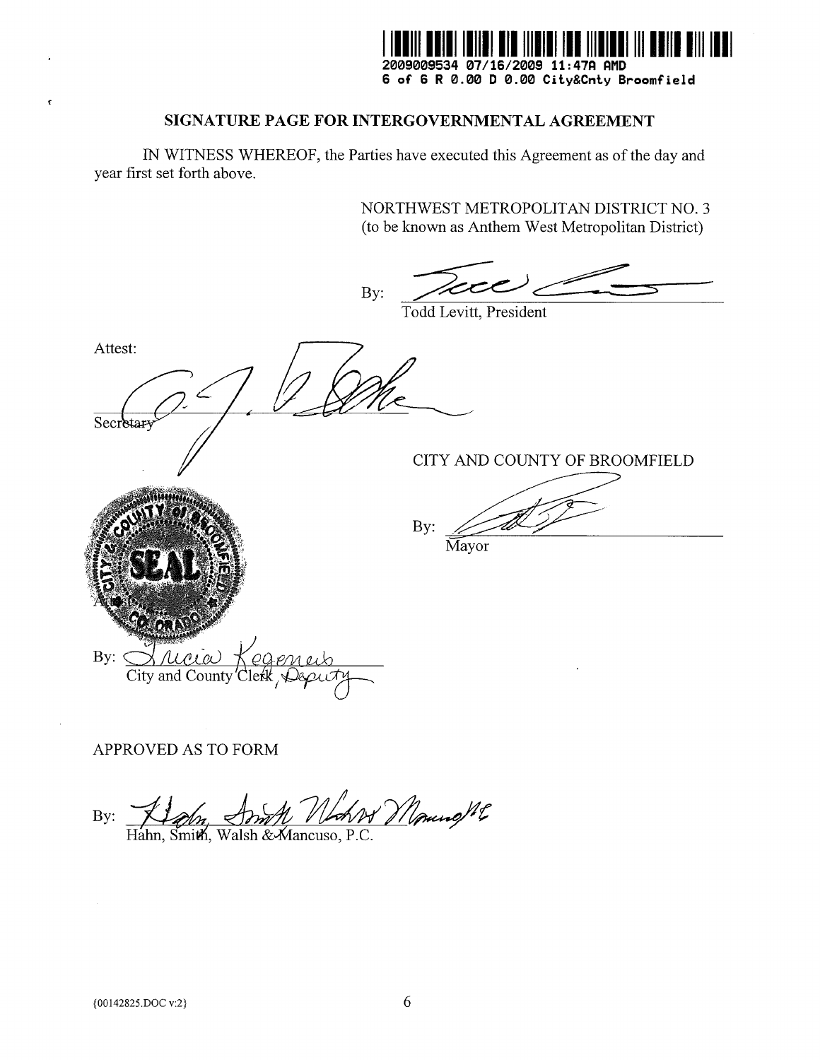2009009534 07/16/2009 11:47A AMD
6 of 6 R 0.00 D 0.00 City&Cnty Broomfield

## SIGNATURE PAGE FOR INTERGOVERNMENTAL AGREEMENT

IN WITNESS WHEREOF, the Parties have executed this Agreement as of the day and year first set forth above.

NORTHWEST METROPOLITAN DISTRICT NO. 3
(to be known as Anthem West Metropolitan District)

By: ______________________
Todd Levitt, President

Attest:

______________________
Secretary

CITY AND COUNTY OF BROOMFIELD

By: ______________________
Mayor

Attest:

By: Lucia Kegeneis
City and County Clerk, Deputy

APPROVED AS TO FORM

By: Hahn Smith Walsh Mancuso PC
Hahn, Smith, Walsh & Mancuso, P.C.

{00142825.DOC v:2}